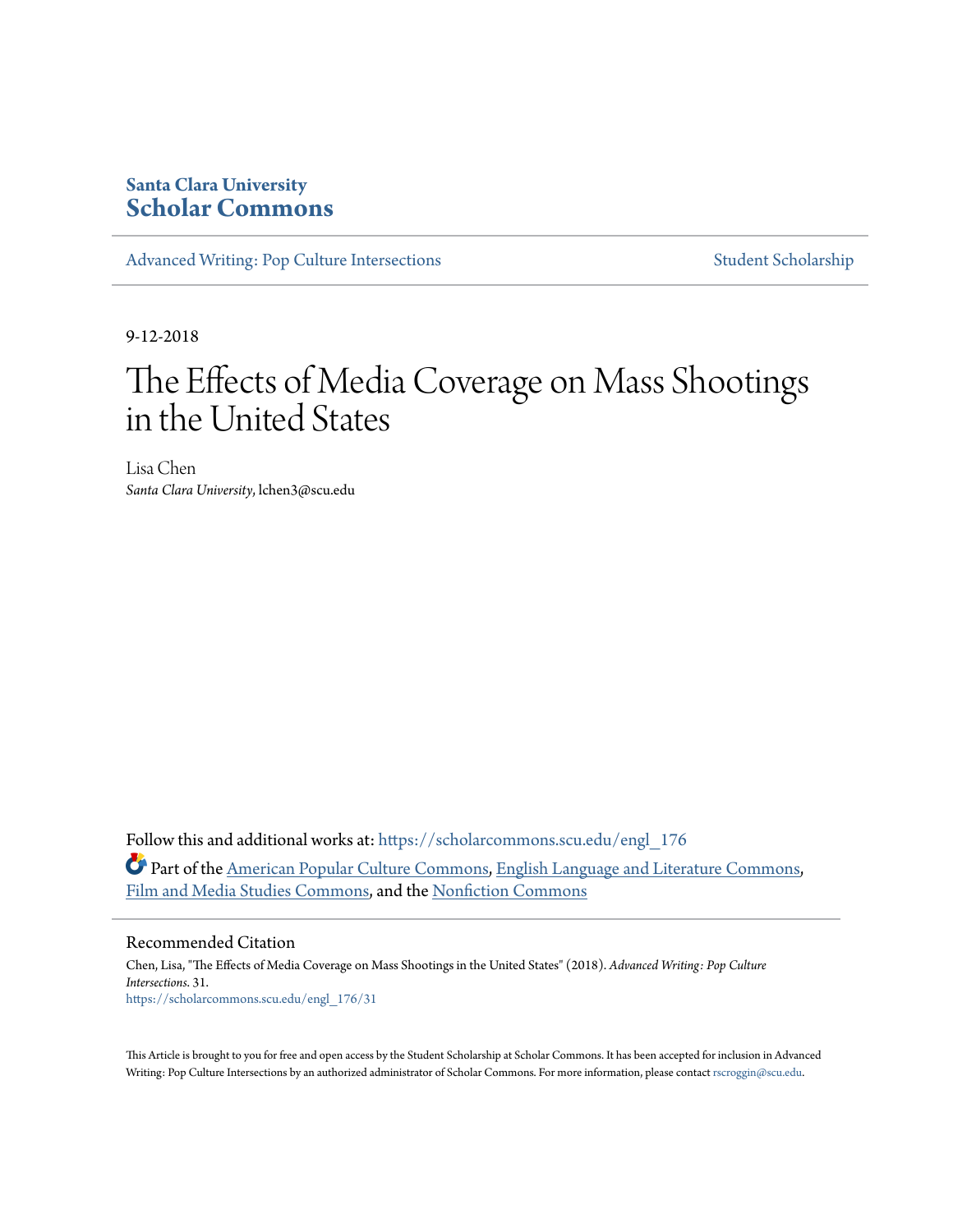**Santa Clara University**
**Scholar Commons**

Advanced Writing: Pop Culture Intersections | Student Scholarship

9-12-2018

# The Effects of Media Coverage on Mass Shootings in the United States

Lisa Chen
*Santa Clara University*, lchen3@scu.edu

Follow this and additional works at: https://scholarcommons.scu.edu/engl_176

Part of the American Popular Culture Commons, English Language and Literature Commons, Film and Media Studies Commons, and the Nonfiction Commons

## Recommended Citation

Chen, Lisa, "The Effects of Media Coverage on Mass Shootings in the United States" (2018). *Advanced Writing: Pop Culture Intersections*. 31.
https://scholarcommons.scu.edu/engl_176/31

This Article is brought to you for free and open access by the Student Scholarship at Scholar Commons. It has been accepted for inclusion in Advanced Writing: Pop Culture Intersections by an authorized administrator of Scholar Commons. For more information, please contact rscroggin@scu.edu.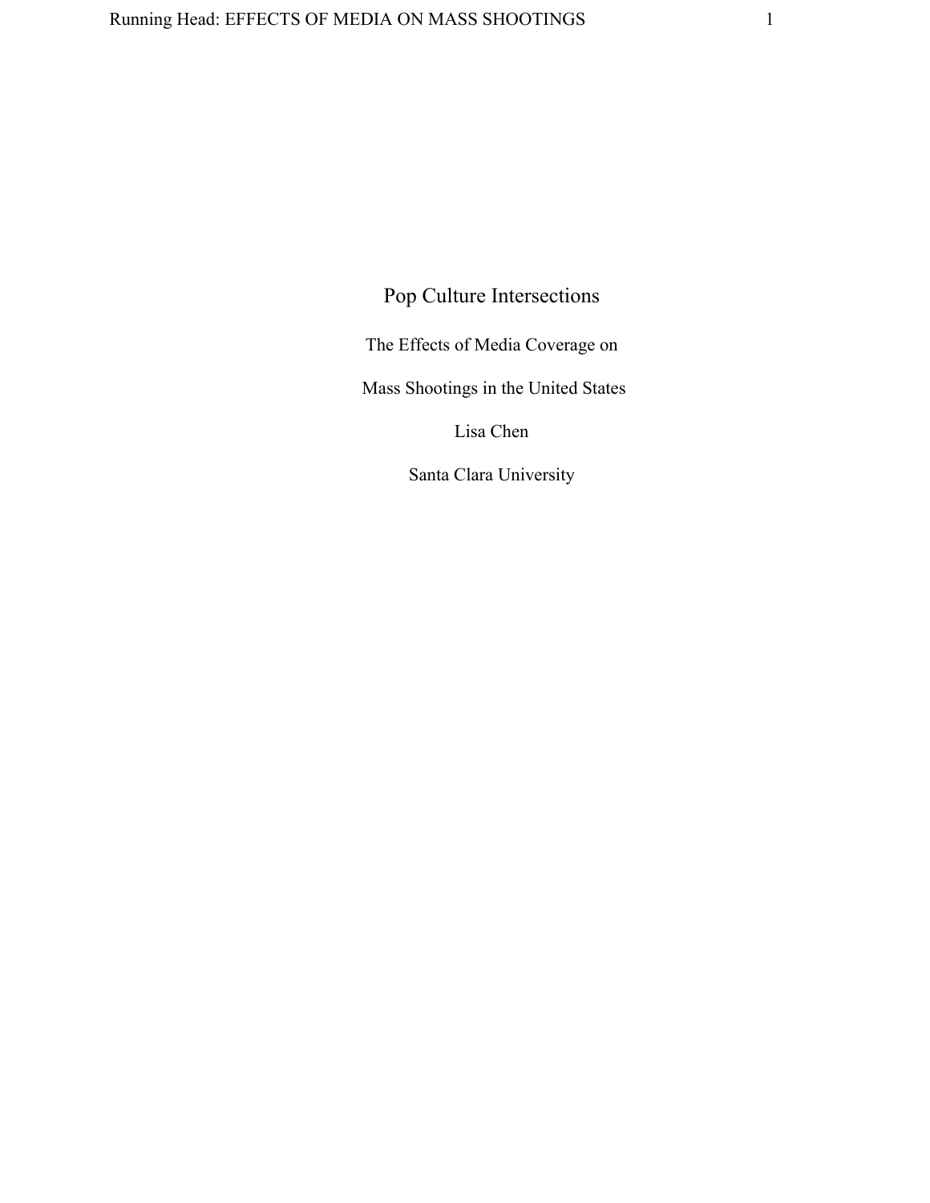# Pop Culture Intersections

The Effects of Media Coverage on

Mass Shootings in the United States

Lisa Chen

Santa Clara University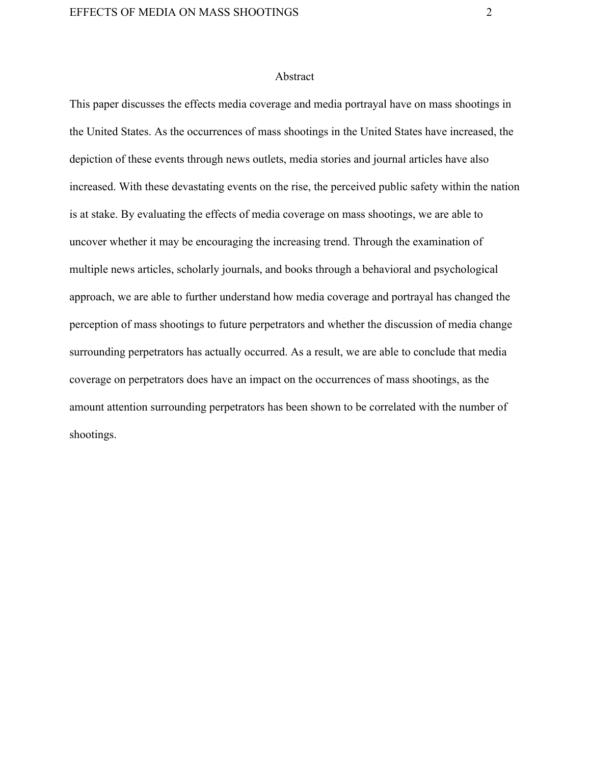# Abstract

This paper discusses the effects media coverage and media portrayal have on mass shootings in the United States. As the occurrences of mass shootings in the United States have increased, the depiction of these events through news outlets, media stories and journal articles have also increased. With these devastating events on the rise, the perceived public safety within the nation is at stake. By evaluating the effects of media coverage on mass shootings, we are able to uncover whether it may be encouraging the increasing trend. Through the examination of multiple news articles, scholarly journals, and books through a behavioral and psychological approach, we are able to further understand how media coverage and portrayal has changed the perception of mass shootings to future perpetrators and whether the discussion of media change surrounding perpetrators has actually occurred. As a result, we are able to conclude that media coverage on perpetrators does have an impact on the occurrences of mass shootings, as the amount attention surrounding perpetrators has been shown to be correlated with the number of shootings.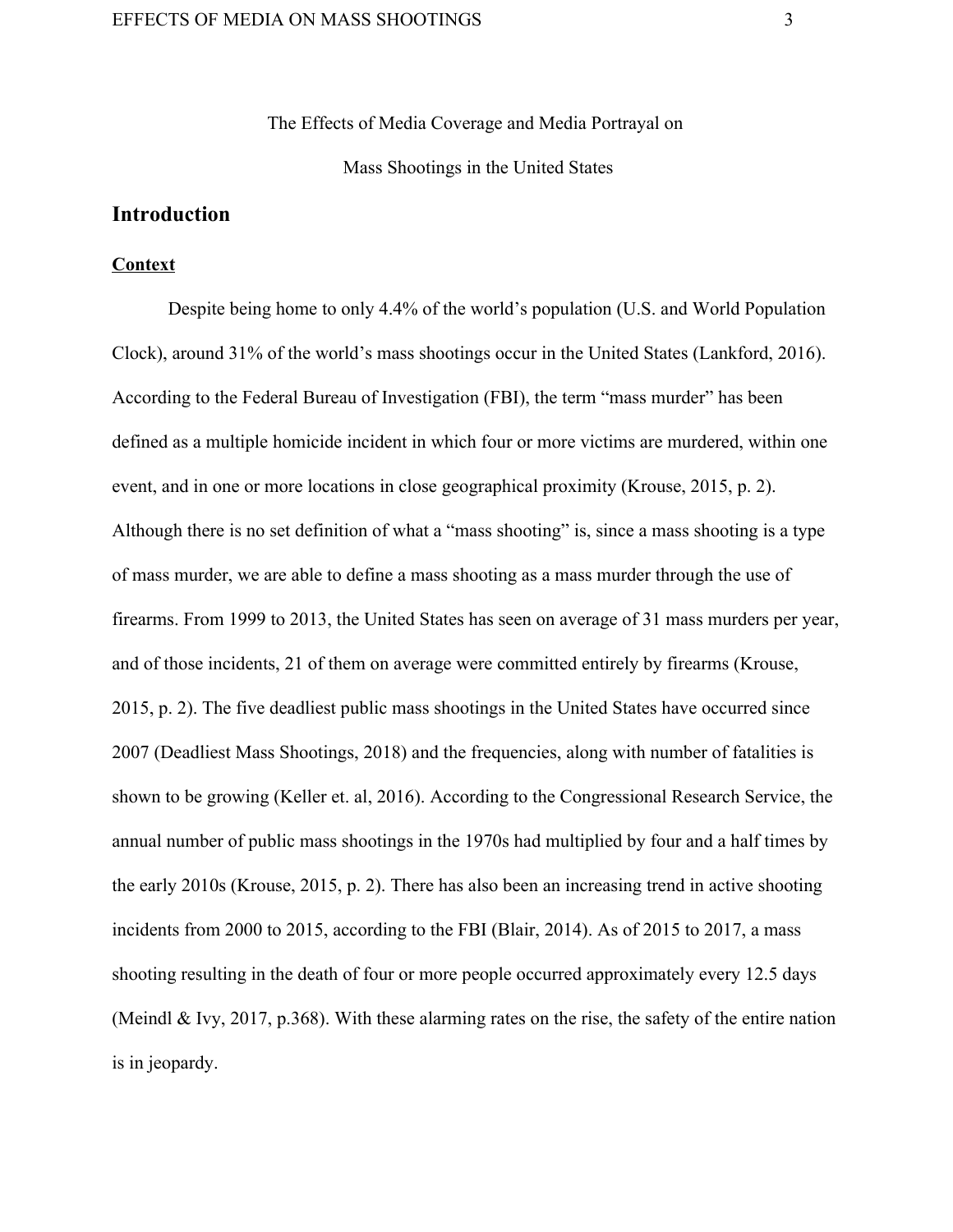The Effects of Media Coverage and Media Portrayal on

Mass Shootings in the United States

## Introduction

### Context

Despite being home to only 4.4% of the world's population (U.S. and World Population Clock), around 31% of the world's mass shootings occur in the United States (Lankford, 2016). According to the Federal Bureau of Investigation (FBI), the term "mass murder" has been defined as a multiple homicide incident in which four or more victims are murdered, within one event, and in one or more locations in close geographical proximity (Krouse, 2015, p. 2). Although there is no set definition of what a "mass shooting" is, since a mass shooting is a type of mass murder, we are able to define a mass shooting as a mass murder through the use of firearms. From 1999 to 2013, the United States has seen on average of 31 mass murders per year, and of those incidents, 21 of them on average were committed entirely by firearms (Krouse, 2015, p. 2). The five deadliest public mass shootings in the United States have occurred since 2007 (Deadliest Mass Shootings, 2018) and the frequencies, along with number of fatalities is shown to be growing (Keller et. al, 2016). According to the Congressional Research Service, the annual number of public mass shootings in the 1970s had multiplied by four and a half times by the early 2010s (Krouse, 2015, p. 2). There has also been an increasing trend in active shooting incidents from 2000 to 2015, according to the FBI (Blair, 2014). As of 2015 to 2017, a mass shooting resulting in the death of four or more people occurred approximately every 12.5 days (Meindl & Ivy, 2017, p.368). With these alarming rates on the rise, the safety of the entire nation is in jeopardy.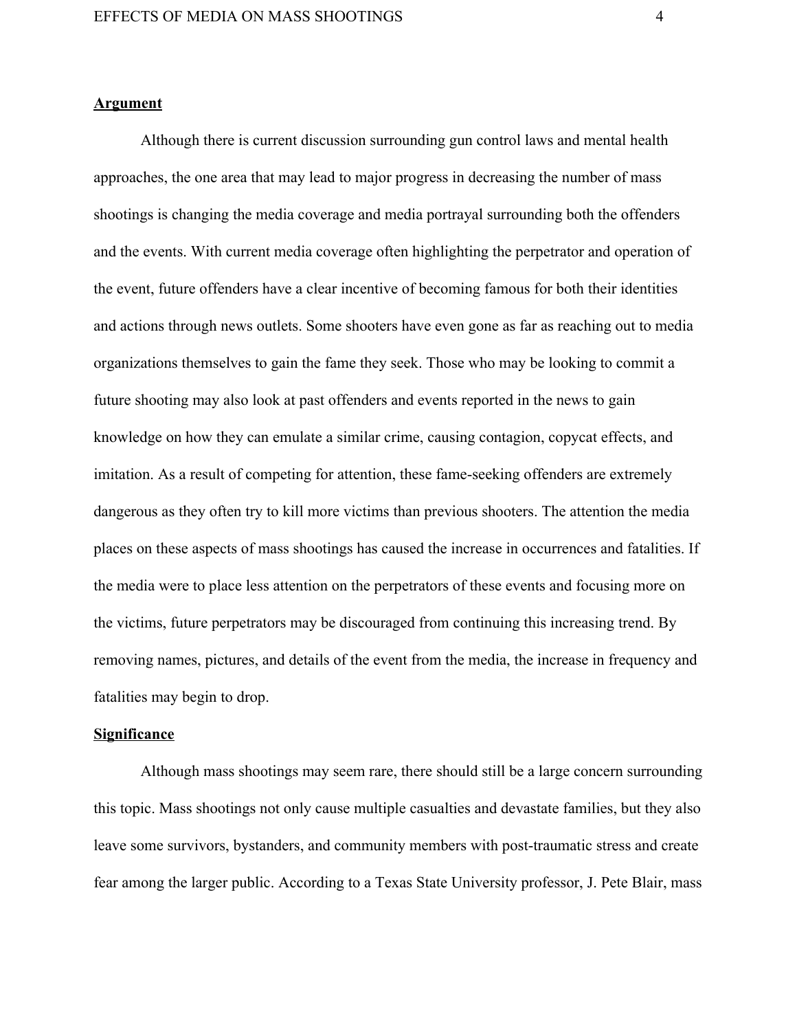## Argument

Although there is current discussion surrounding gun control laws and mental health approaches, the one area that may lead to major progress in decreasing the number of mass shootings is changing the media coverage and media portrayal surrounding both the offenders and the events. With current media coverage often highlighting the perpetrator and operation of the event, future offenders have a clear incentive of becoming famous for both their identities and actions through news outlets. Some shooters have even gone as far as reaching out to media organizations themselves to gain the fame they seek. Those who may be looking to commit a future shooting may also look at past offenders and events reported in the news to gain knowledge on how they can emulate a similar crime, causing contagion, copycat effects, and imitation. As a result of competing for attention, these fame-seeking offenders are extremely dangerous as they often try to kill more victims than previous shooters. The attention the media places on these aspects of mass shootings has caused the increase in occurrences and fatalities. If the media were to place less attention on the perpetrators of these events and focusing more on the victims, future perpetrators may be discouraged from continuing this increasing trend. By removing names, pictures, and details of the event from the media, the increase in frequency and fatalities may begin to drop.

## Significance

Although mass shootings may seem rare, there should still be a large concern surrounding this topic. Mass shootings not only cause multiple casualties and devastate families, but they also leave some survivors, bystanders, and community members with post-traumatic stress and create fear among the larger public. According to a Texas State University professor, J. Pete Blair, mass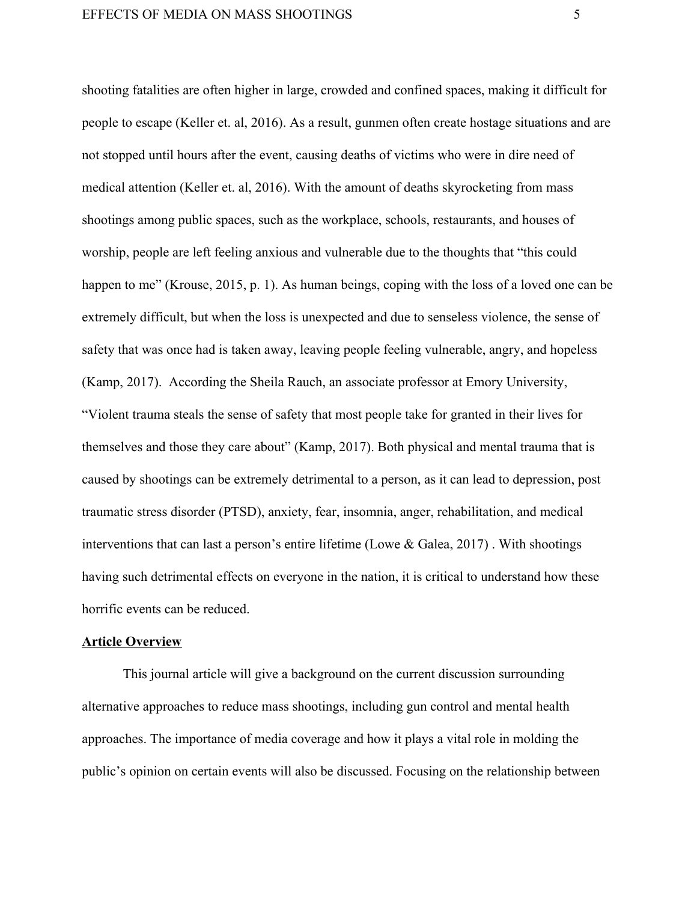shooting fatalities are often higher in large, crowded and confined spaces, making it difficult for people to escape (Keller et. al, 2016). As a result, gunmen often create hostage situations and are not stopped until hours after the event, causing deaths of victims who were in dire need of medical attention (Keller et. al, 2016). With the amount of deaths skyrocketing from mass shootings among public spaces, such as the workplace, schools, restaurants, and houses of worship, people are left feeling anxious and vulnerable due to the thoughts that "this could happen to me" (Krouse, 2015, p. 1). As human beings, coping with the loss of a loved one can be extremely difficult, but when the loss is unexpected and due to senseless violence, the sense of safety that was once had is taken away, leaving people feeling vulnerable, angry, and hopeless (Kamp, 2017).  According the Sheila Rauch, an associate professor at Emory University, "Violent trauma steals the sense of safety that most people take for granted in their lives for themselves and those they care about" (Kamp, 2017). Both physical and mental trauma that is caused by shootings can be extremely detrimental to a person, as it can lead to depression, post traumatic stress disorder (PTSD), anxiety, fear, insomnia, anger, rehabilitation, and medical interventions that can last a person's entire lifetime (Lowe & Galea, 2017) . With shootings having such detrimental effects on everyone in the nation, it is critical to understand how these horrific events can be reduced.

## Article Overview

This journal article will give a background on the current discussion surrounding alternative approaches to reduce mass shootings, including gun control and mental health approaches. The importance of media coverage and how it plays a vital role in molding the public's opinion on certain events will also be discussed. Focusing on the relationship between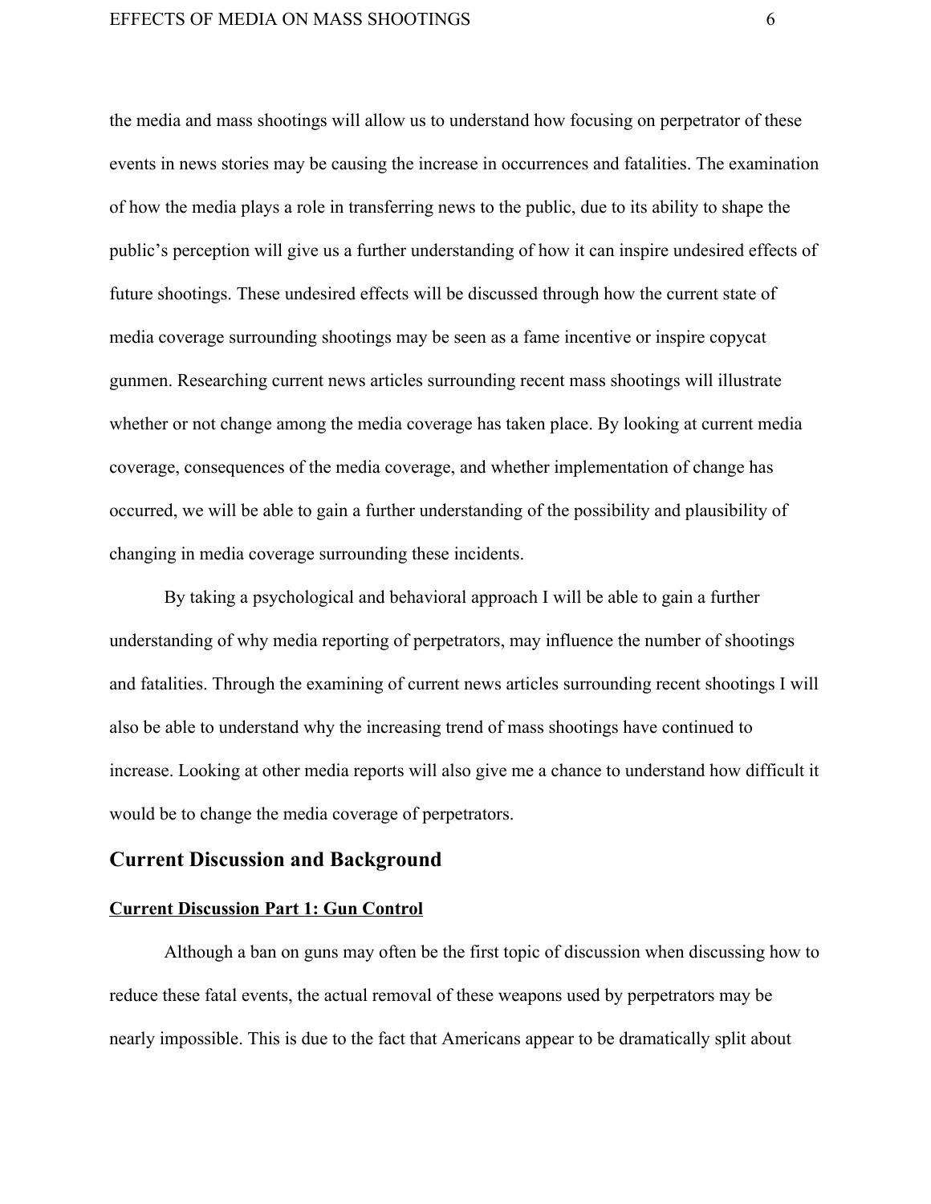the media and mass shootings will allow us to understand how focusing on perpetrator of these events in news stories may be causing the increase in occurrences and fatalities. The examination of how the media plays a role in transferring news to the public, due to its ability to shape the public's perception will give us a further understanding of how it can inspire undesired effects of future shootings. These undesired effects will be discussed through how the current state of media coverage surrounding shootings may be seen as a fame incentive or inspire copycat gunmen. Researching current news articles surrounding recent mass shootings will illustrate whether or not change among the media coverage has taken place. By looking at current media coverage, consequences of the media coverage, and whether implementation of change has occurred, we will be able to gain a further understanding of the possibility and plausibility of changing in media coverage surrounding these incidents.

By taking a psychological and behavioral approach I will be able to gain a further understanding of why media reporting of perpetrators, may influence the number of shootings and fatalities. Through the examining of current news articles surrounding recent shootings I will also be able to understand why the increasing trend of mass shootings have continued to increase. Looking at other media reports will also give me a chance to understand how difficult it would be to change the media coverage of perpetrators.

## Current Discussion and Background

### Current Discussion Part 1: Gun Control

Although a ban on guns may often be the first topic of discussion when discussing how to reduce these fatal events, the actual removal of these weapons used by perpetrators may be nearly impossible. This is due to the fact that Americans appear to be dramatically split about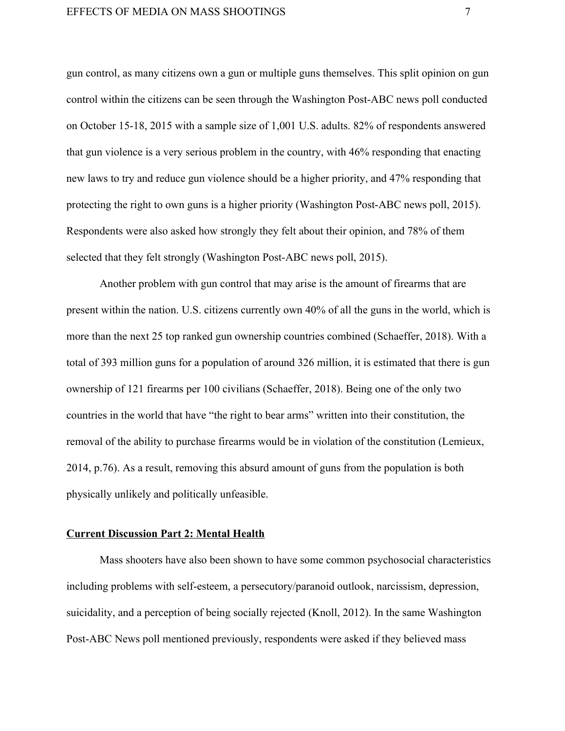gun control, as many citizens own a gun or multiple guns themselves. This split opinion on gun control within the citizens can be seen through the Washington Post-ABC news poll conducted on October 15-18, 2015 with a sample size of 1,001 U.S. adults. 82% of respondents answered that gun violence is a very serious problem in the country, with 46% responding that enacting new laws to try and reduce gun violence should be a higher priority, and 47% responding that protecting the right to own guns is a higher priority (Washington Post-ABC news poll, 2015). Respondents were also asked how strongly they felt about their opinion, and 78% of them selected that they felt strongly (Washington Post-ABC news poll, 2015).

Another problem with gun control that may arise is the amount of firearms that are present within the nation. U.S. citizens currently own 40% of all the guns in the world, which is more than the next 25 top ranked gun ownership countries combined (Schaeffer, 2018). With a total of 393 million guns for a population of around 326 million, it is estimated that there is gun ownership of 121 firearms per 100 civilians (Schaeffer, 2018). Being one of the only two countries in the world that have "the right to bear arms" written into their constitution, the removal of the ability to purchase firearms would be in violation of the constitution (Lemieux, 2014, p.76). As a result, removing this absurd amount of guns from the population is both physically unlikely and politically unfeasible.

## **Current Discussion Part 2: Mental Health**

Mass shooters have also been shown to have some common psychosocial characteristics including problems with self-esteem, a persecutory/paranoid outlook, narcissism, depression, suicidality, and a perception of being socially rejected (Knoll, 2012). In the same Washington Post-ABC News poll mentioned previously, respondents were asked if they believed mass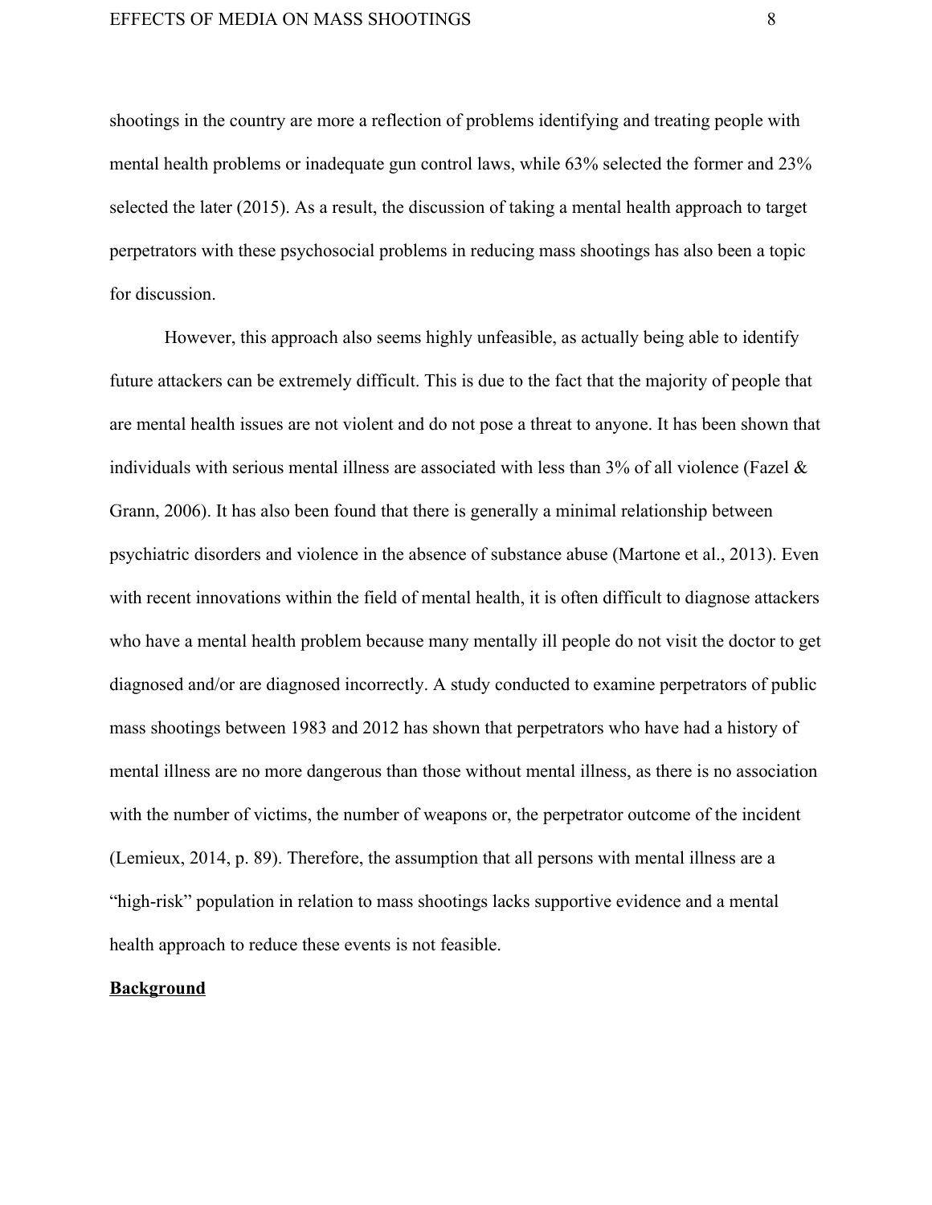shootings in the country are more a reflection of problems identifying and treating people with mental health problems or inadequate gun control laws, while 63% selected the former and 23% selected the later (2015). As a result, the discussion of taking a mental health approach to target perpetrators with these psychosocial problems in reducing mass shootings has also been a topic for discussion.

However, this approach also seems highly unfeasible, as actually being able to identify future attackers can be extremely difficult. This is due to the fact that the majority of people that are mental health issues are not violent and do not pose a threat to anyone. It has been shown that individuals with serious mental illness are associated with less than 3% of all violence (Fazel & Grann, 2006). It has also been found that there is generally a minimal relationship between psychiatric disorders and violence in the absence of substance abuse (Martone et al., 2013). Even with recent innovations within the field of mental health, it is often difficult to diagnose attackers who have a mental health problem because many mentally ill people do not visit the doctor to get diagnosed and/or are diagnosed incorrectly. A study conducted to examine perpetrators of public mass shootings between 1983 and 2012 has shown that perpetrators who have had a history of mental illness are no more dangerous than those without mental illness, as there is no association with the number of victims, the number of weapons or, the perpetrator outcome of the incident (Lemieux, 2014, p. 89). Therefore, the assumption that all persons with mental illness are a "high-risk" population in relation to mass shootings lacks supportive evidence and a mental health approach to reduce these events is not feasible.

## **Background**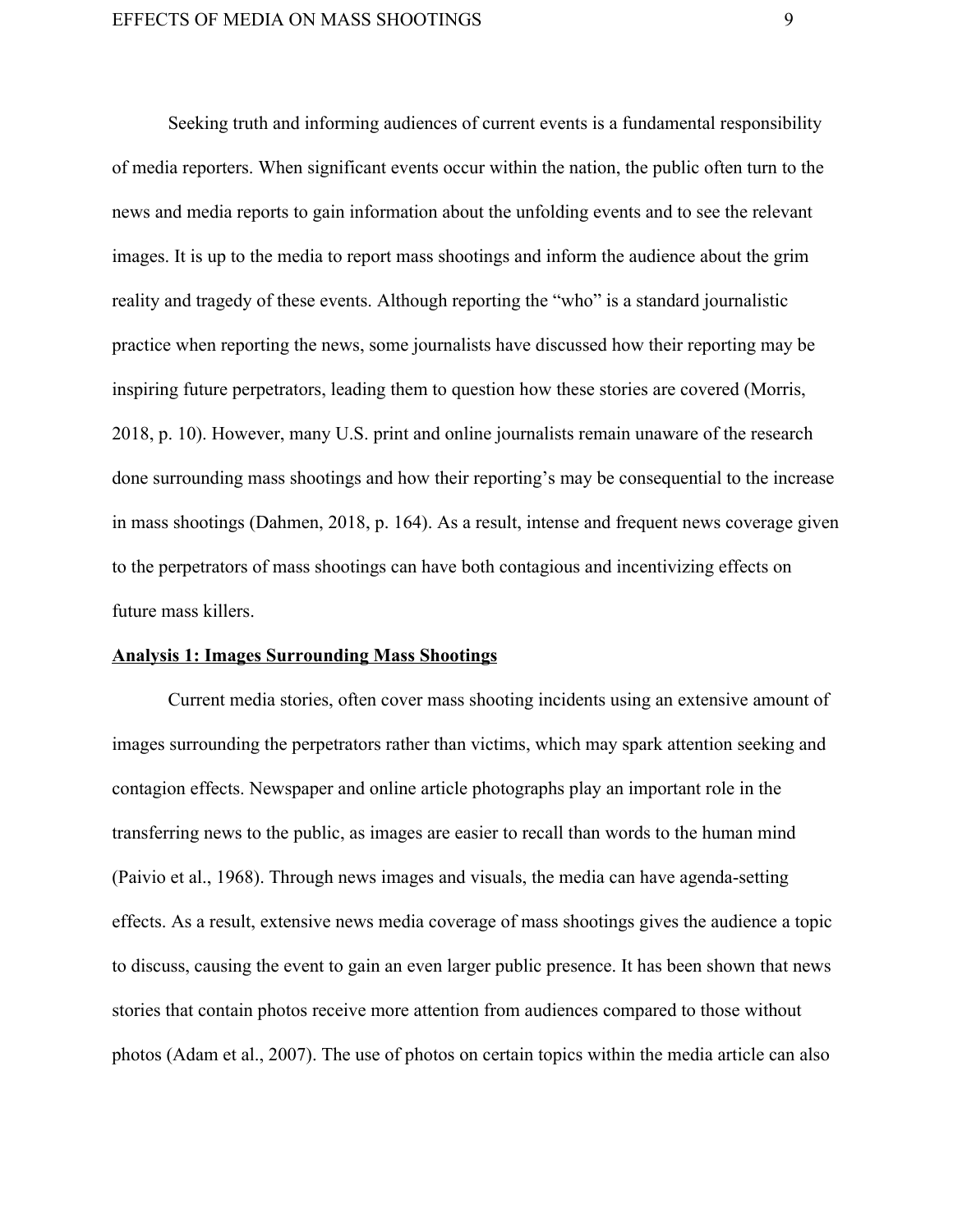Seeking truth and informing audiences of current events is a fundamental responsibility of media reporters. When significant events occur within the nation, the public often turn to the news and media reports to gain information about the unfolding events and to see the relevant images. It is up to the media to report mass shootings and inform the audience about the grim reality and tragedy of these events. Although reporting the "who" is a standard journalistic practice when reporting the news, some journalists have discussed how their reporting may be inspiring future perpetrators, leading them to question how these stories are covered (Morris, 2018, p. 10). However, many U.S. print and online journalists remain unaware of the research done surrounding mass shootings and how their reporting's may be consequential to the increase in mass shootings (Dahmen, 2018, p. 164). As a result, intense and frequent news coverage given to the perpetrators of mass shootings can have both contagious and incentivizing effects on future mass killers.

## Analysis 1: Images Surrounding Mass Shootings

Current media stories, often cover mass shooting incidents using an extensive amount of images surrounding the perpetrators rather than victims, which may spark attention seeking and contagion effects. Newspaper and online article photographs play an important role in the transferring news to the public, as images are easier to recall than words to the human mind (Paivio et al., 1968). Through news images and visuals, the media can have agenda-setting effects. As a result, extensive news media coverage of mass shootings gives the audience a topic to discuss, causing the event to gain an even larger public presence. It has been shown that news stories that contain photos receive more attention from audiences compared to those without photos (Adam et al., 2007). The use of photos on certain topics within the media article can also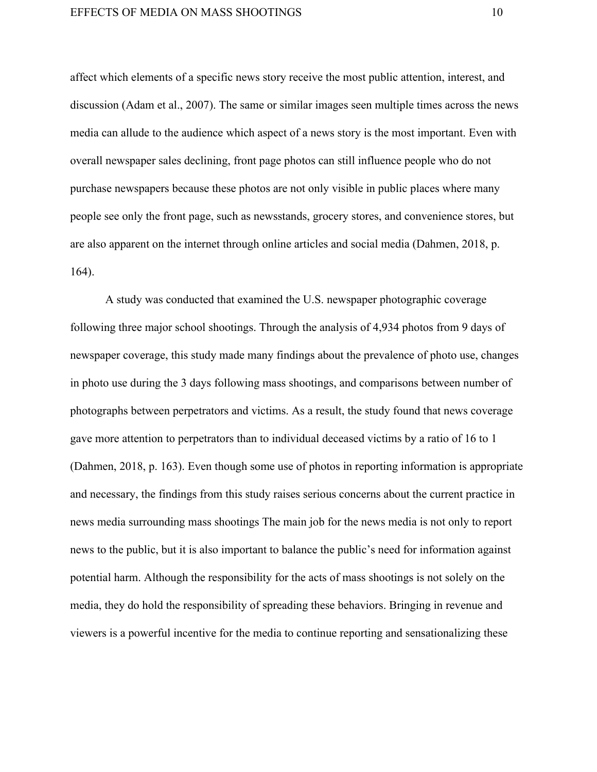affect which elements of a specific news story receive the most public attention, interest, and discussion (Adam et al., 2007). The same or similar images seen multiple times across the news media can allude to the audience which aspect of a news story is the most important. Even with overall newspaper sales declining, front page photos can still influence people who do not purchase newspapers because these photos are not only visible in public places where many people see only the front page, such as newsstands, grocery stores, and convenience stores, but are also apparent on the internet through online articles and social media (Dahmen, 2018, p. 164).

A study was conducted that examined the U.S. newspaper photographic coverage following three major school shootings. Through the analysis of 4,934 photos from 9 days of newspaper coverage, this study made many findings about the prevalence of photo use, changes in photo use during the 3 days following mass shootings, and comparisons between number of photographs between perpetrators and victims. As a result, the study found that news coverage gave more attention to perpetrators than to individual deceased victims by a ratio of 16 to 1 (Dahmen, 2018, p. 163). Even though some use of photos in reporting information is appropriate and necessary, the findings from this study raises serious concerns about the current practice in news media surrounding mass shootings The main job for the news media is not only to report news to the public, but it is also important to balance the public's need for information against potential harm. Although the responsibility for the acts of mass shootings is not solely on the media, they do hold the responsibility of spreading these behaviors. Bringing in revenue and viewers is a powerful incentive for the media to continue reporting and sensationalizing these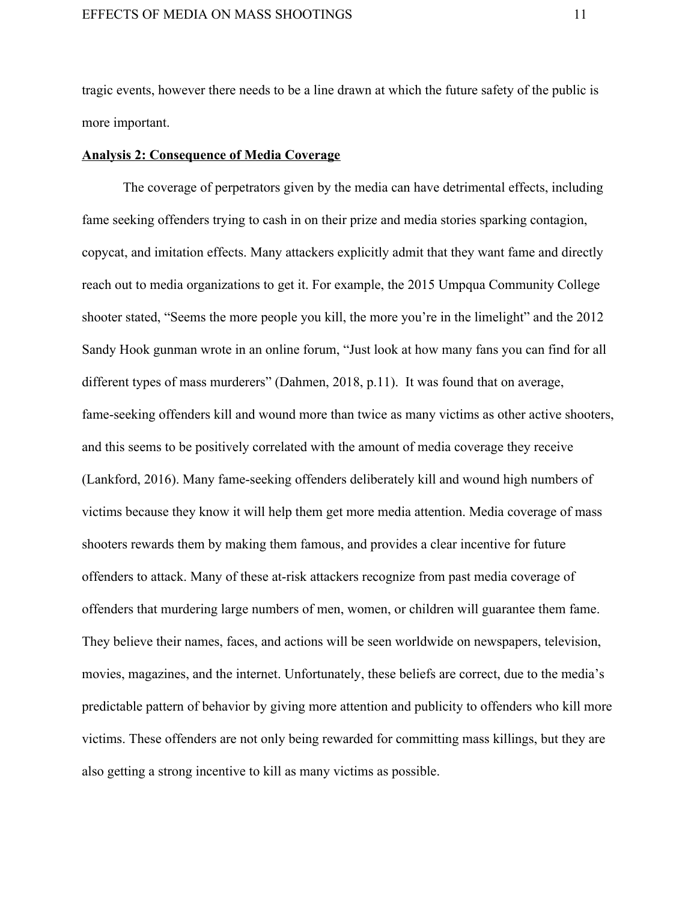tragic events, however there needs to be a line drawn at which the future safety of the public is more important.

## Analysis 2: Consequence of Media Coverage

The coverage of perpetrators given by the media can have detrimental effects, including fame seeking offenders trying to cash in on their prize and media stories sparking contagion, copycat, and imitation effects. Many attackers explicitly admit that they want fame and directly reach out to media organizations to get it. For example, the 2015 Umpqua Community College shooter stated, “Seems the more people you kill, the more you’re in the limelight” and the 2012 Sandy Hook gunman wrote in an online forum, “Just look at how many fans you can find for all different types of mass murderers” (Dahmen, 2018, p.11). It was found that on average, fame-seeking offenders kill and wound more than twice as many victims as other active shooters, and this seems to be positively correlated with the amount of media coverage they receive (Lankford, 2016). Many fame-seeking offenders deliberately kill and wound high numbers of victims because they know it will help them get more media attention. Media coverage of mass shooters rewards them by making them famous, and provides a clear incentive for future offenders to attack. Many of these at-risk attackers recognize from past media coverage of offenders that murdering large numbers of men, women, or children will guarantee them fame. They believe their names, faces, and actions will be seen worldwide on newspapers, television, movies, magazines, and the internet. Unfortunately, these beliefs are correct, due to the media’s predictable pattern of behavior by giving more attention and publicity to offenders who kill more victims. These offenders are not only being rewarded for committing mass killings, but they are also getting a strong incentive to kill as many victims as possible.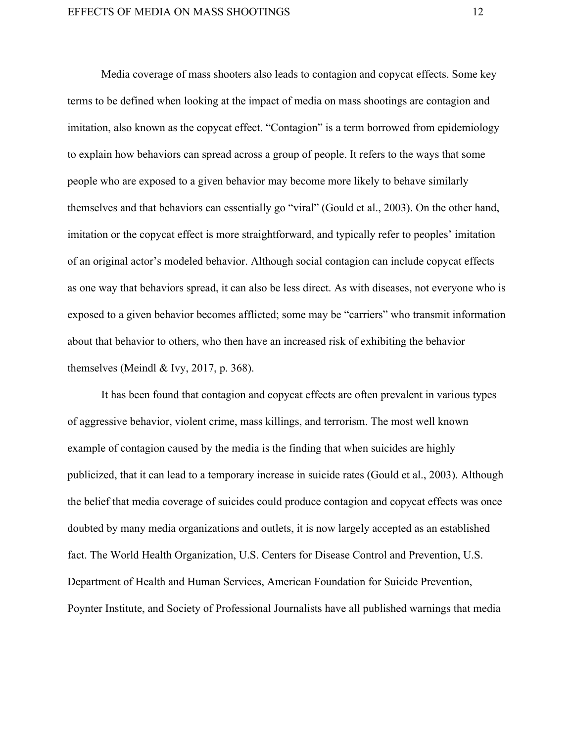Media coverage of mass shooters also leads to contagion and copycat effects. Some key terms to be defined when looking at the impact of media on mass shootings are contagion and imitation, also known as the copycat effect. “Contagion” is a term borrowed from epidemiology to explain how behaviors can spread across a group of people. It refers to the ways that some people who are exposed to a given behavior may become more likely to behave similarly themselves and that behaviors can essentially go “viral” (Gould et al., 2003). On the other hand, imitation or the copycat effect is more straightforward, and typically refer to peoples’ imitation of an original actor’s modeled behavior. Although social contagion can include copycat effects as one way that behaviors spread, it can also be less direct. As with diseases, not everyone who is exposed to a given behavior becomes afflicted; some may be “carriers” who transmit information about that behavior to others, who then have an increased risk of exhibiting the behavior themselves (Meindl & Ivy, 2017, p. 368).

It has been found that contagion and copycat effects are often prevalent in various types of aggressive behavior, violent crime, mass killings, and terrorism. The most well known example of contagion caused by the media is the finding that when suicides are highly publicized, that it can lead to a temporary increase in suicide rates (Gould et al., 2003). Although the belief that media coverage of suicides could produce contagion and copycat effects was once doubted by many media organizations and outlets, it is now largely accepted as an established fact. The World Health Organization, U.S. Centers for Disease Control and Prevention, U.S. Department of Health and Human Services, American Foundation for Suicide Prevention, Poynter Institute, and Society of Professional Journalists have all published warnings that media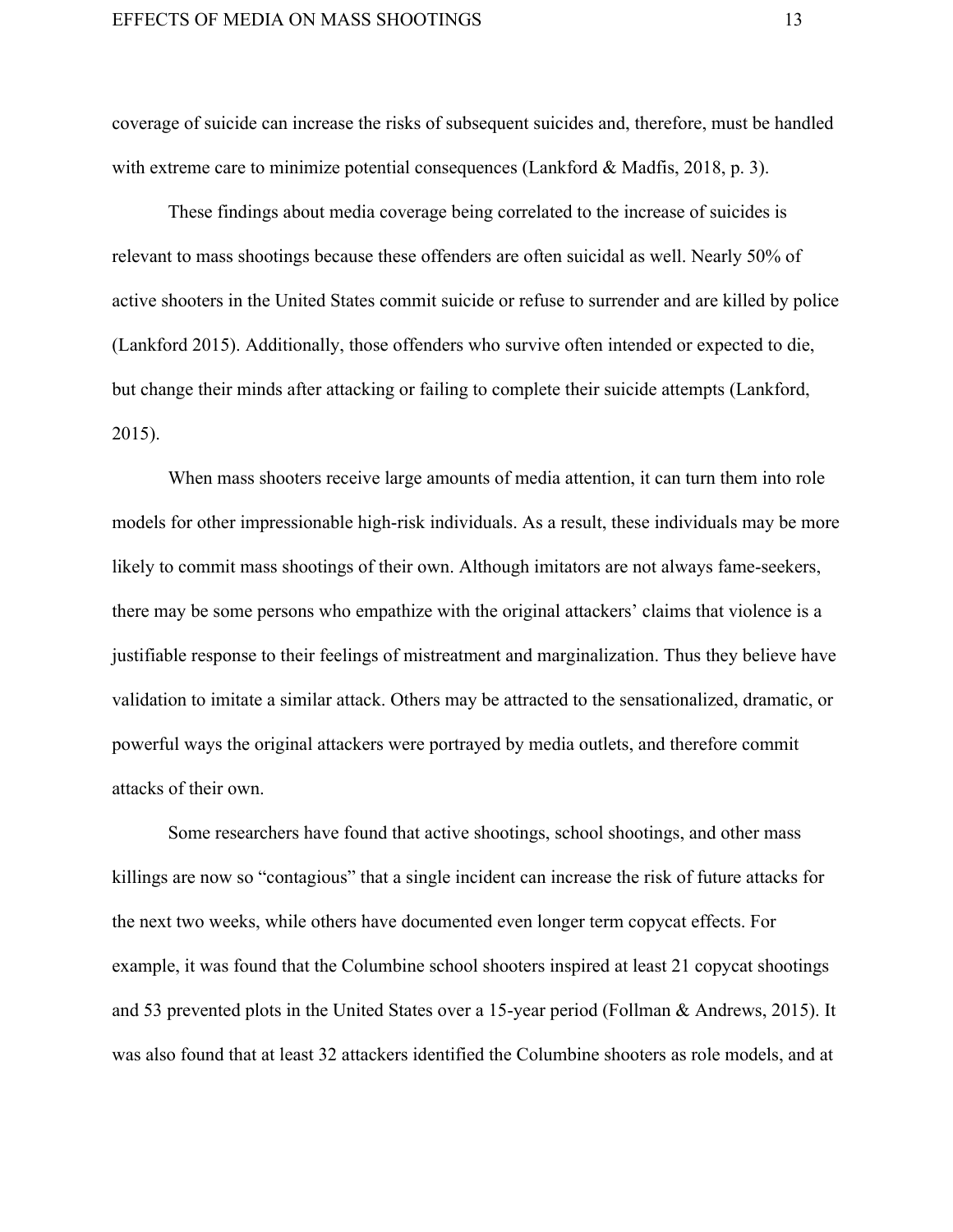coverage of suicide can increase the risks of subsequent suicides and, therefore, must be handled with extreme care to minimize potential consequences (Lankford & Madfis, 2018, p. 3).

These findings about media coverage being correlated to the increase of suicides is relevant to mass shootings because these offenders are often suicidal as well. Nearly 50% of active shooters in the United States commit suicide or refuse to surrender and are killed by police (Lankford 2015). Additionally, those offenders who survive often intended or expected to die, but change their minds after attacking or failing to complete their suicide attempts (Lankford, 2015).

When mass shooters receive large amounts of media attention, it can turn them into role models for other impressionable high-risk individuals. As a result, these individuals may be more likely to commit mass shootings of their own. Although imitators are not always fame-seekers, there may be some persons who empathize with the original attackers' claims that violence is a justifiable response to their feelings of mistreatment and marginalization. Thus they believe have validation to imitate a similar attack. Others may be attracted to the sensationalized, dramatic, or powerful ways the original attackers were portrayed by media outlets, and therefore commit attacks of their own.

Some researchers have found that active shootings, school shootings, and other mass killings are now so "contagious" that a single incident can increase the risk of future attacks for the next two weeks, while others have documented even longer term copycat effects. For example, it was found that the Columbine school shooters inspired at least 21 copycat shootings and 53 prevented plots in the United States over a 15-year period (Follman & Andrews, 2015). It was also found that at least 32 attackers identified the Columbine shooters as role models, and at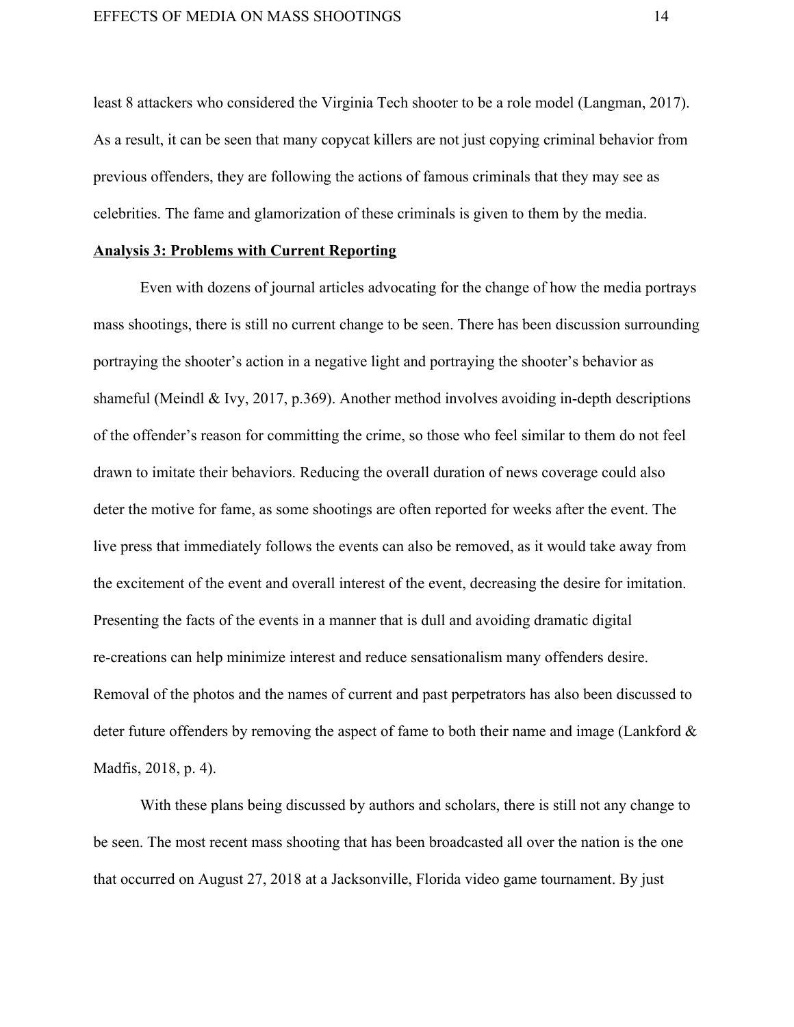least 8 attackers who considered the Virginia Tech shooter to be a role model (Langman, 2017). As a result, it can be seen that many copycat killers are not just copying criminal behavior from previous offenders, they are following the actions of famous criminals that they may see as celebrities. The fame and glamorization of these criminals is given to them by the media.

**Analysis 3: Problems with Current Reporting**

Even with dozens of journal articles advocating for the change of how the media portrays mass shootings, there is still no current change to be seen. There has been discussion surrounding portraying the shooter's action in a negative light and portraying the shooter's behavior as shameful (Meindl & Ivy, 2017, p.369). Another method involves avoiding in-depth descriptions of the offender's reason for committing the crime, so those who feel similar to them do not feel drawn to imitate their behaviors. Reducing the overall duration of news coverage could also deter the motive for fame, as some shootings are often reported for weeks after the event. The live press that immediately follows the events can also be removed, as it would take away from the excitement of the event and overall interest of the event, decreasing the desire for imitation. Presenting the facts of the events in a manner that is dull and avoiding dramatic digital re-creations can help minimize interest and reduce sensationalism many offenders desire. Removal of the photos and the names of current and past perpetrators has also been discussed to deter future offenders by removing the aspect of fame to both their name and image (Lankford & Madfis, 2018, p. 4).

With these plans being discussed by authors and scholars, there is still not any change to be seen. The most recent mass shooting that has been broadcasted all over the nation is the one that occurred on August 27, 2018 at a Jacksonville, Florida video game tournament. By just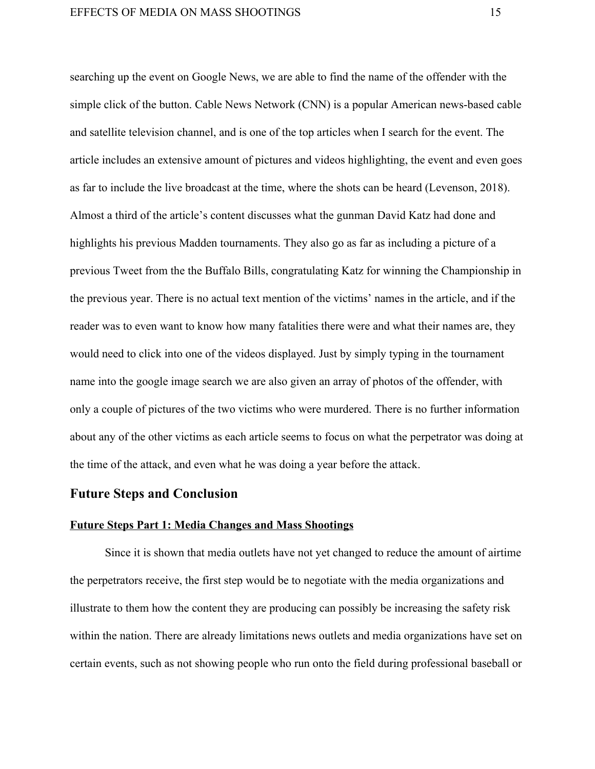searching up the event on Google News, we are able to find the name of the offender with the simple click of the button. Cable News Network (CNN) is a popular American news-based cable and satellite television channel, and is one of the top articles when I search for the event. The article includes an extensive amount of pictures and videos highlighting, the event and even goes as far to include the live broadcast at the time, where the shots can be heard (Levenson, 2018). Almost a third of the article's content discusses what the gunman David Katz had done and highlights his previous Madden tournaments. They also go as far as including a picture of a previous Tweet from the the Buffalo Bills, congratulating Katz for winning the Championship in the previous year. There is no actual text mention of the victims' names in the article, and if the reader was to even want to know how many fatalities there were and what their names are, they would need to click into one of the videos displayed. Just by simply typing in the tournament name into the google image search we are also given an array of photos of the offender, with only a couple of pictures of the two victims who were murdered. There is no further information about any of the other victims as each article seems to focus on what the perpetrator was doing at the time of the attack, and even what he was doing a year before the attack.

## Future Steps and Conclusion

### Future Steps Part 1: Media Changes and Mass Shootings

Since it is shown that media outlets have not yet changed to reduce the amount of airtime the perpetrators receive, the first step would be to negotiate with the media organizations and illustrate to them how the content they are producing can possibly be increasing the safety risk within the nation. There are already limitations news outlets and media organizations have set on certain events, such as not showing people who run onto the field during professional baseball or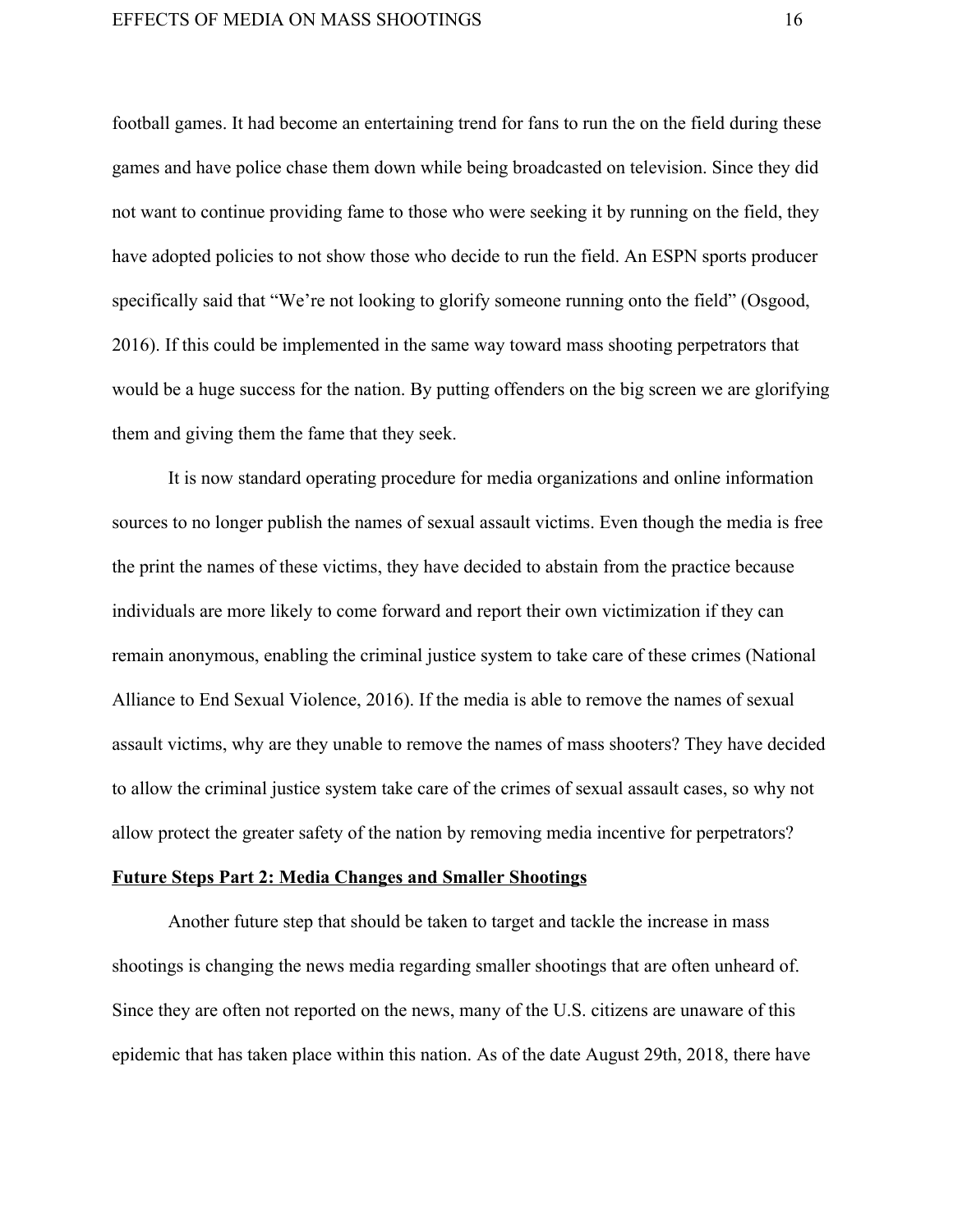football games. It had become an entertaining trend for fans to run the on the field during these games and have police chase them down while being broadcasted on television. Since they did not want to continue providing fame to those who were seeking it by running on the field, they have adopted policies to not show those who decide to run the field. An ESPN sports producer specifically said that "We're not looking to glorify someone running onto the field" (Osgood, 2016). If this could be implemented in the same way toward mass shooting perpetrators that would be a huge success for the nation. By putting offenders on the big screen we are glorifying them and giving them the fame that they seek.

It is now standard operating procedure for media organizations and online information sources to no longer publish the names of sexual assault victims. Even though the media is free the print the names of these victims, they have decided to abstain from the practice because individuals are more likely to come forward and report their own victimization if they can remain anonymous, enabling the criminal justice system to take care of these crimes (National Alliance to End Sexual Violence, 2016). If the media is able to remove the names of sexual assault victims, why are they unable to remove the names of mass shooters? They have decided to allow the criminal justice system take care of the crimes of sexual assault cases, so why not allow protect the greater safety of the nation by removing media incentive for perpetrators?

**Future Steps Part 2: Media Changes and Smaller Shootings**

Another future step that should be taken to target and tackle the increase in mass shootings is changing the news media regarding smaller shootings that are often unheard of. Since they are often not reported on the news, many of the U.S. citizens are unaware of this epidemic that has taken place within this nation. As of the date August 29th, 2018, there have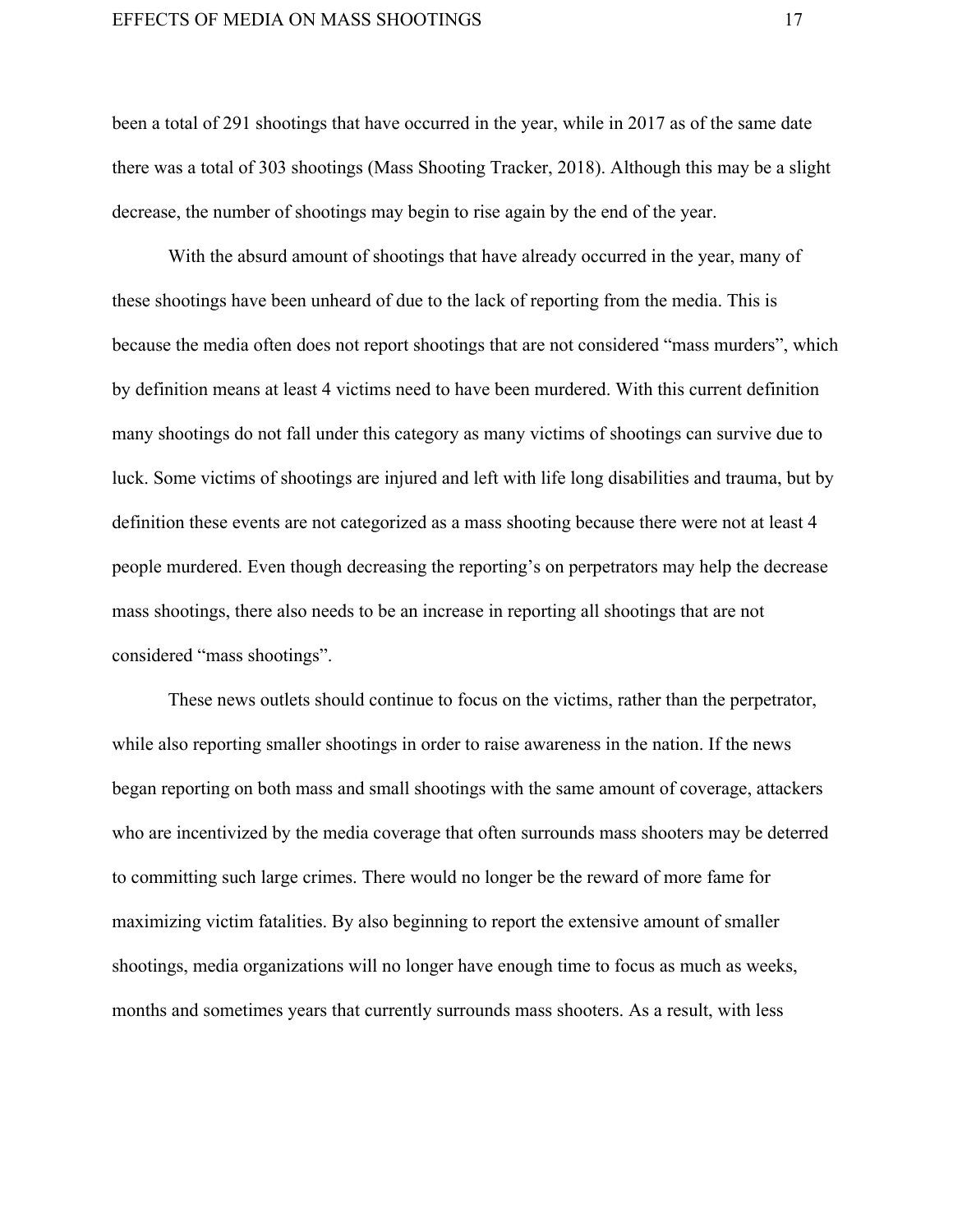been a total of 291 shootings that have occurred in the year, while in 2017 as of the same date there was a total of 303 shootings (Mass Shooting Tracker, 2018). Although this may be a slight decrease, the number of shootings may begin to rise again by the end of the year.

With the absurd amount of shootings that have already occurred in the year, many of these shootings have been unheard of due to the lack of reporting from the media. This is because the media often does not report shootings that are not considered "mass murders", which by definition means at least 4 victims need to have been murdered. With this current definition many shootings do not fall under this category as many victims of shootings can survive due to luck. Some victims of shootings are injured and left with life long disabilities and trauma, but by definition these events are not categorized as a mass shooting because there were not at least 4 people murdered. Even though decreasing the reporting's on perpetrators may help the decrease mass shootings, there also needs to be an increase in reporting all shootings that are not considered "mass shootings".

These news outlets should continue to focus on the victims, rather than the perpetrator, while also reporting smaller shootings in order to raise awareness in the nation. If the news began reporting on both mass and small shootings with the same amount of coverage, attackers who are incentivized by the media coverage that often surrounds mass shooters may be deterred to committing such large crimes. There would no longer be the reward of more fame for maximizing victim fatalities. By also beginning to report the extensive amount of smaller shootings, media organizations will no longer have enough time to focus as much as weeks, months and sometimes years that currently surrounds mass shooters. As a result, with less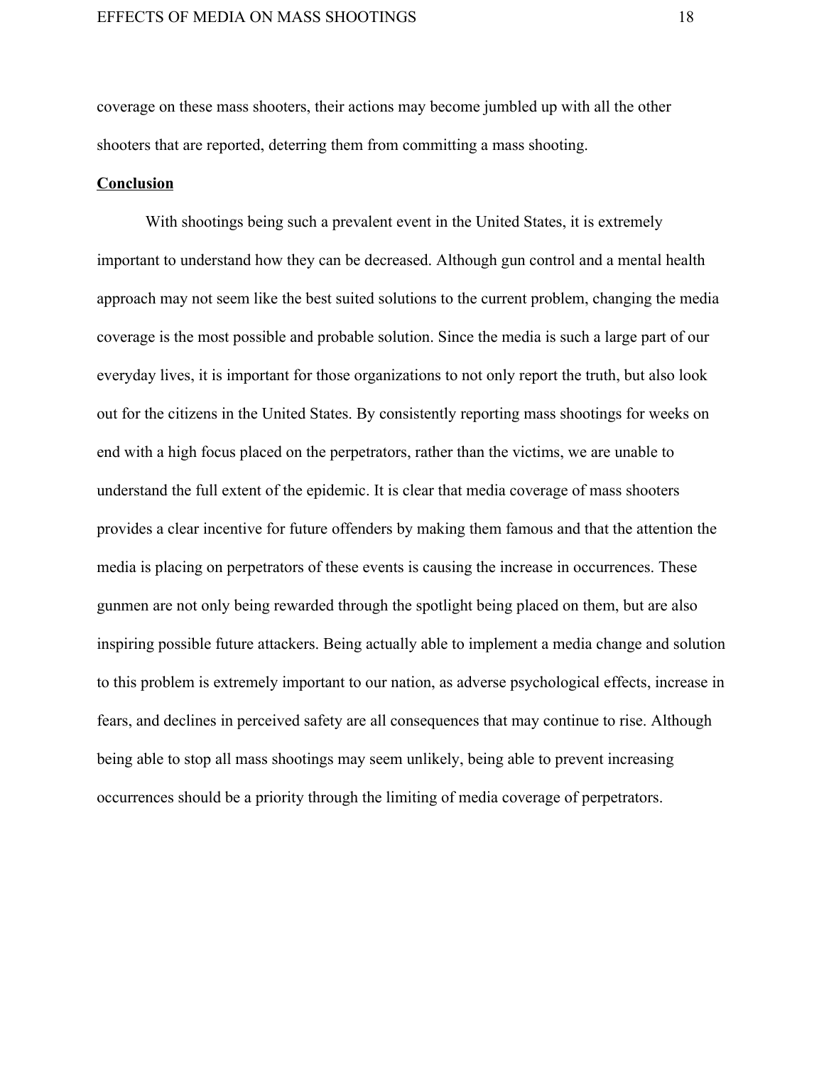coverage on these mass shooters, their actions may become jumbled up with all the other shooters that are reported, deterring them from committing a mass shooting.

## Conclusion

With shootings being such a prevalent event in the United States, it is extremely important to understand how they can be decreased. Although gun control and a mental health approach may not seem like the best suited solutions to the current problem, changing the media coverage is the most possible and probable solution. Since the media is such a large part of our everyday lives, it is important for those organizations to not only report the truth, but also look out for the citizens in the United States. By consistently reporting mass shootings for weeks on end with a high focus placed on the perpetrators, rather than the victims, we are unable to understand the full extent of the epidemic. It is clear that media coverage of mass shooters provides a clear incentive for future offenders by making them famous and that the attention the media is placing on perpetrators of these events is causing the increase in occurrences. These gunmen are not only being rewarded through the spotlight being placed on them, but are also inspiring possible future attackers. Being actually able to implement a media change and solution to this problem is extremely important to our nation, as adverse psychological effects, increase in fears, and declines in perceived safety are all consequences that may continue to rise. Although being able to stop all mass shootings may seem unlikely, being able to prevent increasing occurrences should be a priority through the limiting of media coverage of perpetrators.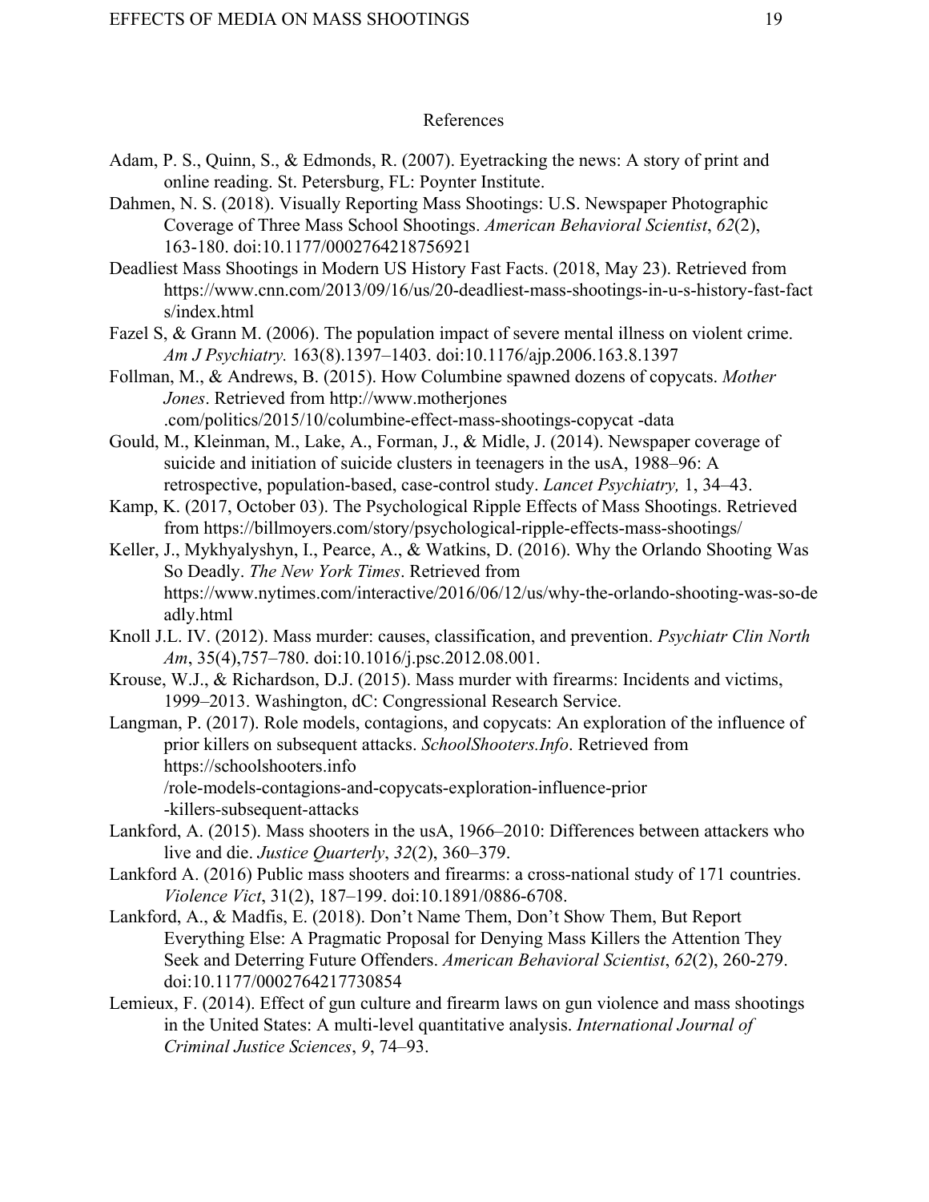# References

Adam, P. S., Quinn, S., & Edmonds, R. (2007). Eyetracking the news: A story of print and online reading. St. Petersburg, FL: Poynter Institute.

Dahmen, N. S. (2018). Visually Reporting Mass Shootings: U.S. Newspaper Photographic Coverage of Three Mass School Shootings. *American Behavioral Scientist*, *62*(2), 163-180. doi:10.1177/0002764218756921

Deadliest Mass Shootings in Modern US History Fast Facts. (2018, May 23). Retrieved from https://www.cnn.com/2013/09/16/us/20-deadliest-mass-shootings-in-u-s-history-fast-facts/index.html

Fazel S, & Grann M. (2006). The population impact of severe mental illness on violent crime. *Am J Psychiatry.* 163(8).1397–1403. doi:10.1176/ajp.2006.163.8.1397

Follman, M., & Andrews, B. (2015). How Columbine spawned dozens of copycats. *Mother Jones*. Retrieved from http://www.motherjones .com/politics/2015/10/columbine-effect-mass-shootings-copycat -data

Gould, M., Kleinman, M., Lake, A., Forman, J., & Midle, J. (2014). Newspaper coverage of suicide and initiation of suicide clusters in teenagers in the usA, 1988–96: A retrospective, population-based, case-control study. *Lancet Psychiatry,* 1, 34–43.

Kamp, K. (2017, October 03). The Psychological Ripple Effects of Mass Shootings. Retrieved from https://billmoyers.com/story/psychological-ripple-effects-mass-shootings/

Keller, J., Mykhyalyshyn, I., Pearce, A., & Watkins, D. (2016). Why the Orlando Shooting Was So Deadly. *The New York Times*. Retrieved from https://www.nytimes.com/interactive/2016/06/12/us/why-the-orlando-shooting-was-so-deadly.html

Knoll J.L. IV. (2012). Mass murder: causes, classification, and prevention. *Psychiatr Clin North Am*, 35(4),757–780. doi:10.1016/j.psc.2012.08.001.

Krouse, W.J., & Richardson, D.J. (2015). Mass murder with firearms: Incidents and victims, 1999–2013. Washington, dC: Congressional Research Service.

Langman, P. (2017). Role models, contagions, and copycats: An exploration of the influence of prior killers on subsequent attacks. *SchoolShooters.Info*. Retrieved from https://schoolshooters.info /role-models-contagions-and-copycats-exploration-influence-prior -killers-subsequent-attacks

Lankford, A. (2015). Mass shooters in the usA, 1966–2010: Differences between attackers who live and die. *Justice Quarterly*, *32*(2), 360–379.

Lankford A. (2016) Public mass shooters and firearms: a cross-national study of 171 countries. *Violence Vict*, 31(2), 187–199. doi:10.1891/0886-6708.

Lankford, A., & Madfis, E. (2018). Don't Name Them, Don't Show Them, But Report Everything Else: A Pragmatic Proposal for Denying Mass Killers the Attention They Seek and Deterring Future Offenders. *American Behavioral Scientist*, *62*(2), 260-279. doi:10.1177/0002764217730854

Lemieux, F. (2014). Effect of gun culture and firearm laws on gun violence and mass shootings in the United States: A multi-level quantitative analysis. *International Journal of Criminal Justice Sciences*, *9*, 74–93.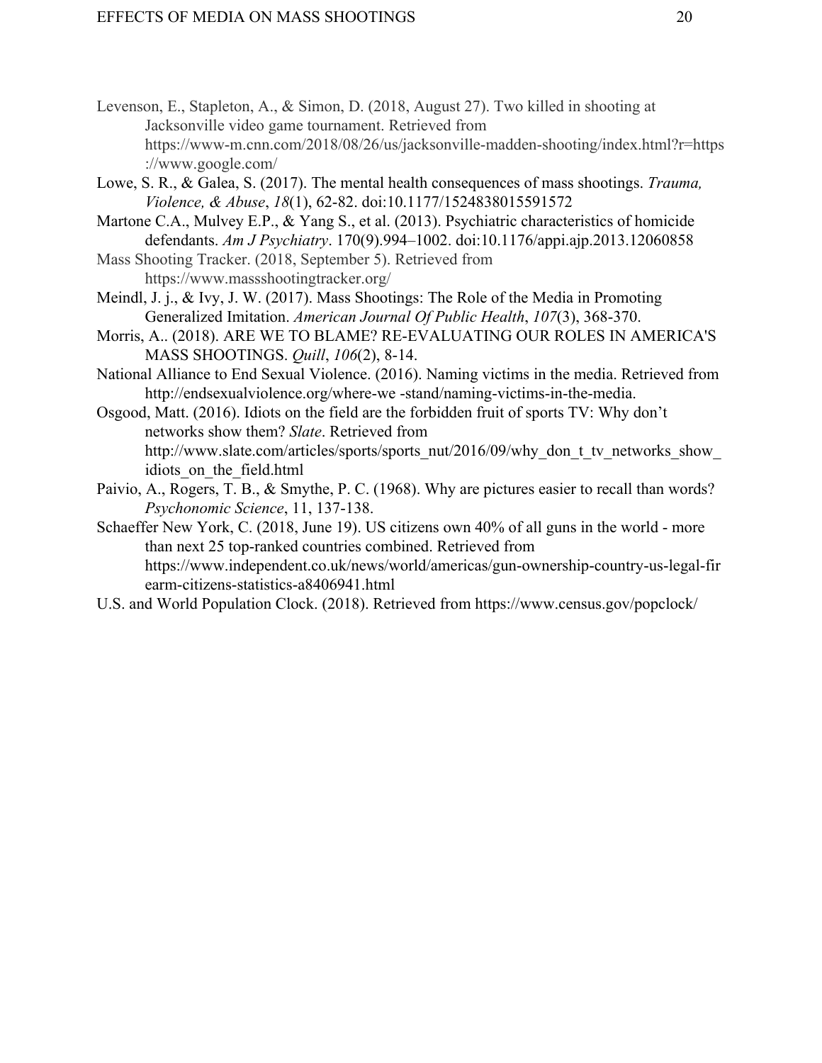Levenson, E., Stapleton, A., & Simon, D. (2018, August 27). Two killed in shooting at Jacksonville video game tournament. Retrieved from https://www-m.cnn.com/2018/08/26/us/jacksonville-madden-shooting/index.html?r=https://www.google.com/

Lowe, S. R., & Galea, S. (2017). The mental health consequences of mass shootings. *Trauma, Violence, & Abuse*, *18*(1), 62-82. doi:10.1177/1524838015591572

Martone C.A., Mulvey E.P., & Yang S., et al. (2013). Psychiatric characteristics of homicide defendants. *Am J Psychiatry*. 170(9).994–1002. doi:10.1176/appi.ajp.2013.12060858

Mass Shooting Tracker. (2018, September 5). Retrieved from https://www.massshootingtracker.org/

Meindl, J. j., & Ivy, J. W. (2017). Mass Shootings: The Role of the Media in Promoting Generalized Imitation. *American Journal Of Public Health*, *107*(3), 368-370.

Morris, A.. (2018). ARE WE TO BLAME? RE-EVALUATING OUR ROLES IN AMERICA'S MASS SHOOTINGS. *Quill*, *106*(2), 8-14.

National Alliance to End Sexual Violence. (2016). Naming victims in the media. Retrieved from http://endsexualviolence.org/where-we -stand/naming-victims-in-the-media.

Osgood, Matt. (2016). Idiots on the field are the forbidden fruit of sports TV: Why don't networks show them? *Slate*. Retrieved from http://www.slate.com/articles/sports/sports_nut/2016/09/why_don_t_tv_networks_show_idiots_on_the_field.html

Paivio, A., Rogers, T. B., & Smythe, P. C. (1968). Why are pictures easier to recall than words? *Psychonomic Science*, 11, 137-138.

Schaeffer New York, C. (2018, June 19). US citizens own 40% of all guns in the world - more than next 25 top-ranked countries combined. Retrieved from https://www.independent.co.uk/news/world/americas/gun-ownership-country-us-legal-firearm-citizens-statistics-a8406941.html

U.S. and World Population Clock. (2018). Retrieved from https://www.census.gov/popclock/